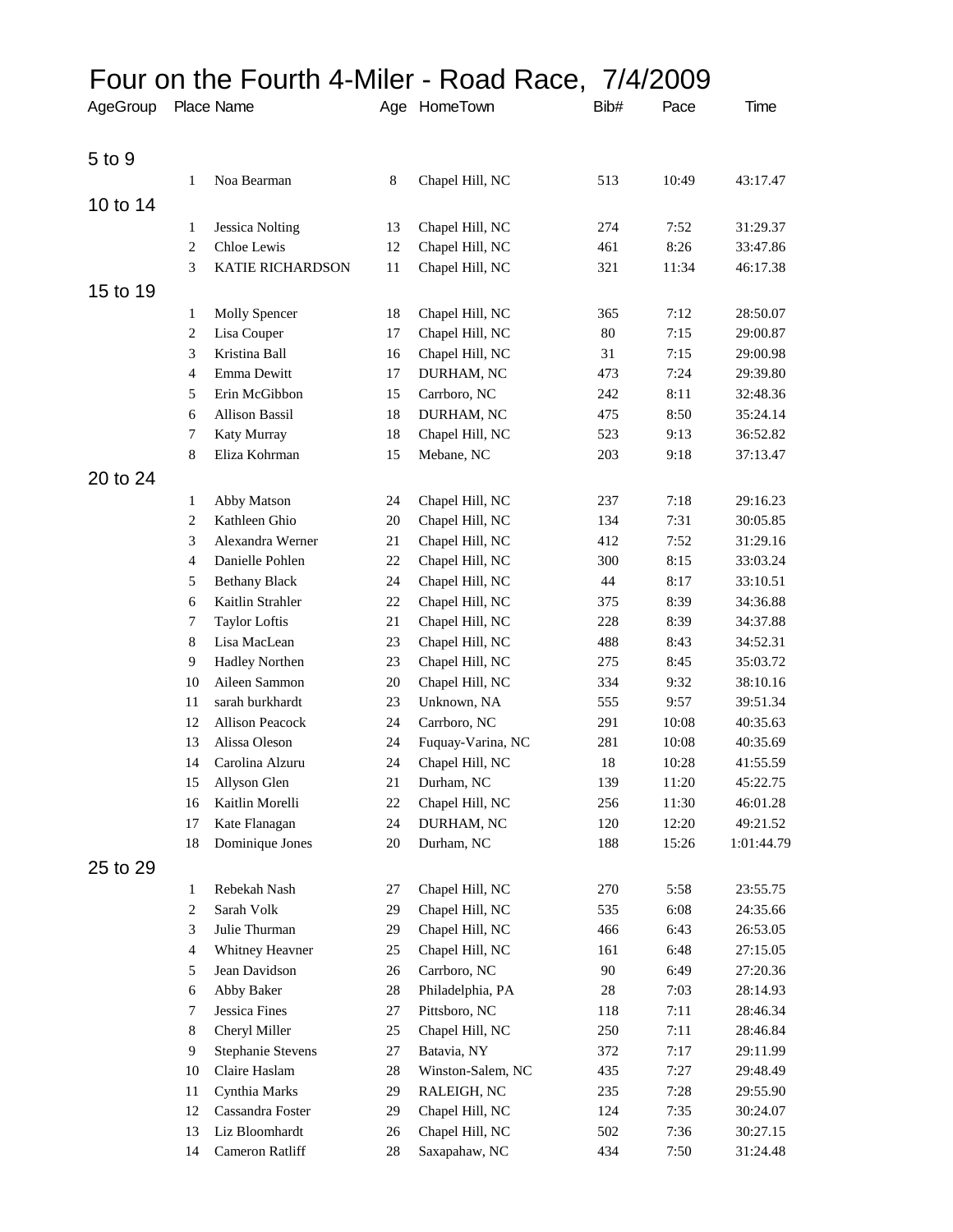# Four on the Fourth 4-Miler - Road Race, 7/4/2009

| AgeGroup | Place | Name | Age | HomeTown | Bib# | Pace | Time |
|---|---|---|---|---|---|---|---|
| 5 to 9 | | | | | | | |
| | 1 | Noa Bearman | 8 | Chapel Hill, NC | 513 | 10:49 | 43:17.47 |
| 10 to 14 | | | | | | | |
| | 1 | Jessica Nolting | 13 | Chapel Hill, NC | 274 | 7:52 | 31:29.37 |
| | 2 | Chloe Lewis | 12 | Chapel Hill, NC | 461 | 8:26 | 33:47.86 |
| | 3 | KATIE RICHARDSON | 11 | Chapel Hill, NC | 321 | 11:34 | 46:17.38 |
| 15 to 19 | | | | | | | |
| | 1 | Molly Spencer | 18 | Chapel Hill, NC | 365 | 7:12 | 28:50.07 |
| | 2 | Lisa Couper | 17 | Chapel Hill, NC | 80 | 7:15 | 29:00.87 |
| | 3 | Kristina Ball | 16 | Chapel Hill, NC | 31 | 7:15 | 29:00.98 |
| | 4 | Emma Dewitt | 17 | DURHAM, NC | 473 | 7:24 | 29:39.80 |
| | 5 | Erin McGibbon | 15 | Carrboro, NC | 242 | 8:11 | 32:48.36 |
| | 6 | Allison Bassil | 18 | DURHAM, NC | 475 | 8:50 | 35:24.14 |
| | 7 | Katy Murray | 18 | Chapel Hill, NC | 523 | 9:13 | 36:52.82 |
| | 8 | Eliza Kohrman | 15 | Mebane, NC | 203 | 9:18 | 37:13.47 |
| 20 to 24 | | | | | | | |
| | 1 | Abby Matson | 24 | Chapel Hill, NC | 237 | 7:18 | 29:16.23 |
| | 2 | Kathleen Ghio | 20 | Chapel Hill, NC | 134 | 7:31 | 30:05.85 |
| | 3 | Alexandra Werner | 21 | Chapel Hill, NC | 412 | 7:52 | 31:29.16 |
| | 4 | Danielle Pohlen | 22 | Chapel Hill, NC | 300 | 8:15 | 33:03.24 |
| | 5 | Bethany Black | 24 | Chapel Hill, NC | 44 | 8:17 | 33:10.51 |
| | 6 | Kaitlin Strahler | 22 | Chapel Hill, NC | 375 | 8:39 | 34:36.88 |
| | 7 | Taylor Loftis | 21 | Chapel Hill, NC | 228 | 8:39 | 34:37.88 |
| | 8 | Lisa MacLean | 23 | Chapel Hill, NC | 488 | 8:43 | 34:52.31 |
| | 9 | Hadley Northen | 23 | Chapel Hill, NC | 275 | 8:45 | 35:03.72 |
| | 10 | Aileen Sammon | 20 | Chapel Hill, NC | 334 | 9:32 | 38:10.16 |
| | 11 | sarah burkhardt | 23 | Unknown, NA | 555 | 9:57 | 39:51.34 |
| | 12 | Allison Peacock | 24 | Carrboro, NC | 291 | 10:08 | 40:35.63 |
| | 13 | Alissa Oleson | 24 | Fuquay-Varina, NC | 281 | 10:08 | 40:35.69 |
| | 14 | Carolina Alzuru | 24 | Chapel Hill, NC | 18 | 10:28 | 41:55.59 |
| | 15 | Allyson Glen | 21 | Durham, NC | 139 | 11:20 | 45:22.75 |
| | 16 | Kaitlin Morelli | 22 | Chapel Hill, NC | 256 | 11:30 | 46:01.28 |
| | 17 | Kate Flanagan | 24 | DURHAM, NC | 120 | 12:20 | 49:21.52 |
| | 18 | Dominique Jones | 20 | Durham, NC | 188 | 15:26 | 1:01:44.79 |
| 25 to 29 | | | | | | | |
| | 1 | Rebekah Nash | 27 | Chapel Hill, NC | 270 | 5:58 | 23:55.75 |
| | 2 | Sarah Volk | 29 | Chapel Hill, NC | 535 | 6:08 | 24:35.66 |
| | 3 | Julie Thurman | 29 | Chapel Hill, NC | 466 | 6:43 | 26:53.05 |
| | 4 | Whitney Heavner | 25 | Chapel Hill, NC | 161 | 6:48 | 27:15.05 |
| | 5 | Jean Davidson | 26 | Carrboro, NC | 90 | 6:49 | 27:20.36 |
| | 6 | Abby Baker | 28 | Philadelphia, PA | 28 | 7:03 | 28:14.93 |
| | 7 | Jessica Fines | 27 | Pittsboro, NC | 118 | 7:11 | 28:46.34 |
| | 8 | Cheryl Miller | 25 | Chapel Hill, NC | 250 | 7:11 | 28:46.84 |
| | 9 | Stephanie Stevens | 27 | Batavia, NY | 372 | 7:17 | 29:11.99 |
| | 10 | Claire Haslam | 28 | Winston-Salem, NC | 435 | 7:27 | 29:48.49 |
| | 11 | Cynthia Marks | 29 | RALEIGH, NC | 235 | 7:28 | 29:55.90 |
| | 12 | Cassandra Foster | 29 | Chapel Hill, NC | 124 | 7:35 | 30:24.07 |
| | 13 | Liz Bloomhardt | 26 | Chapel Hill, NC | 502 | 7:36 | 30:27.15 |
| | 14 | Cameron Ratliff | 28 | Saxapahaw, NC | 434 | 7:50 | 31:24.48 |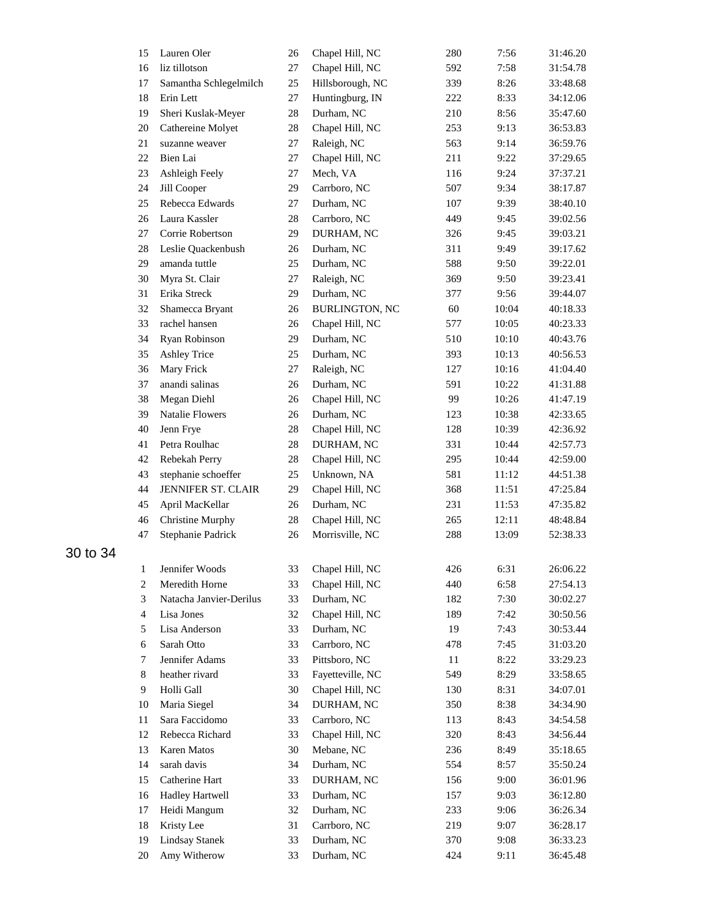| | | | | | | |
|---|---|---|---|---|---|---|
| 15 | Lauren Oler | 26 | Chapel Hill, NC | 280 | 7:56 | 31:46.20 |
| 16 | liz tillotson | 27 | Chapel Hill, NC | 592 | 7:58 | 31:54.78 |
| 17 | Samantha Schlegelmilch | 25 | Hillsborough, NC | 339 | 8:26 | 33:48.68 |
| 18 | Erin Lett | 27 | Huntingburg, IN | 222 | 8:33 | 34:12.06 |
| 19 | Sheri Kuslak-Meyer | 28 | Durham, NC | 210 | 8:56 | 35:47.60 |
| 20 | Cathereine Molyet | 28 | Chapel Hill, NC | 253 | 9:13 | 36:53.83 |
| 21 | suzanne weaver | 27 | Raleigh, NC | 563 | 9:14 | 36:59.76 |
| 22 | Bien Lai | 27 | Chapel Hill, NC | 211 | 9:22 | 37:29.65 |
| 23 | Ashleigh Feely | 27 | Mech, VA | 116 | 9:24 | 37:37.21 |
| 24 | Jill Cooper | 29 | Carrboro, NC | 507 | 9:34 | 38:17.87 |
| 25 | Rebecca Edwards | 27 | Durham, NC | 107 | 9:39 | 38:40.10 |
| 26 | Laura Kassler | 28 | Carrboro, NC | 449 | 9:45 | 39:02.56 |
| 27 | Corrie Robertson | 29 | DURHAM, NC | 326 | 9:45 | 39:03.21 |
| 28 | Leslie Quackenbush | 26 | Durham, NC | 311 | 9:49 | 39:17.62 |
| 29 | amanda tuttle | 25 | Durham, NC | 588 | 9:50 | 39:22.01 |
| 30 | Myra St. Clair | 27 | Raleigh, NC | 369 | 9:50 | 39:23.41 |
| 31 | Erika Streck | 29 | Durham, NC | 377 | 9:56 | 39:44.07 |
| 32 | Shamecca Bryant | 26 | BURLINGTON, NC | 60 | 10:04 | 40:18.33 |
| 33 | rachel hansen | 26 | Chapel Hill, NC | 577 | 10:05 | 40:23.33 |
| 34 | Ryan Robinson | 29 | Durham, NC | 510 | 10:10 | 40:43.76 |
| 35 | Ashley Trice | 25 | Durham, NC | 393 | 10:13 | 40:56.53 |
| 36 | Mary Frick | 27 | Raleigh, NC | 127 | 10:16 | 41:04.40 |
| 37 | anandi salinas | 26 | Durham, NC | 591 | 10:22 | 41:31.88 |
| 38 | Megan Diehl | 26 | Chapel Hill, NC | 99 | 10:26 | 41:47.19 |
| 39 | Natalie Flowers | 26 | Durham, NC | 123 | 10:38 | 42:33.65 |
| 40 | Jenn Frye | 28 | Chapel Hill, NC | 128 | 10:39 | 42:36.92 |
| 41 | Petra Roulhac | 28 | DURHAM, NC | 331 | 10:44 | 42:57.73 |
| 42 | Rebekah Perry | 28 | Chapel Hill, NC | 295 | 10:44 | 42:59.00 |
| 43 | stephanie schoeffer | 25 | Unknown, NA | 581 | 11:12 | 44:51.38 |
| 44 | JENNIFER ST. CLAIR | 29 | Chapel Hill, NC | 368 | 11:51 | 47:25.84 |
| 45 | April MacKellar | 26 | Durham, NC | 231 | 11:53 | 47:35.82 |
| 46 | Christine Murphy | 28 | Chapel Hill, NC | 265 | 12:11 | 48:48.84 |
| 47 | Stephanie Padrick | 26 | Morrisville, NC | 288 | 13:09 | 52:38.33 |

30 to 34

| | | | | | | |
|---|---|---|---|---|---|---|
| 1 | Jennifer Woods | 33 | Chapel Hill, NC | 426 | 6:31 | 26:06.22 |
| 2 | Meredith Horne | 33 | Chapel Hill, NC | 440 | 6:58 | 27:54.13 |
| 3 | Natacha Janvier-Derilus | 33 | Durham, NC | 182 | 7:30 | 30:02.27 |
| 4 | Lisa Jones | 32 | Chapel Hill, NC | 189 | 7:42 | 30:50.56 |
| 5 | Lisa Anderson | 33 | Durham, NC | 19 | 7:43 | 30:53.44 |
| 6 | Sarah Otto | 33 | Carrboro, NC | 478 | 7:45 | 31:03.20 |
| 7 | Jennifer Adams | 33 | Pittsboro, NC | 11 | 8:22 | 33:29.23 |
| 8 | heather rivard | 33 | Fayetteville, NC | 549 | 8:29 | 33:58.65 |
| 9 | Holli Gall | 30 | Chapel Hill, NC | 130 | 8:31 | 34:07.01 |
| 10 | Maria Siegel | 34 | DURHAM, NC | 350 | 8:38 | 34:34.90 |
| 11 | Sara Faccidomo | 33 | Carrboro, NC | 113 | 8:43 | 34:54.58 |
| 12 | Rebecca Richard | 33 | Chapel Hill, NC | 320 | 8:43 | 34:56.44 |
| 13 | Karen Matos | 30 | Mebane, NC | 236 | 8:49 | 35:18.65 |
| 14 | sarah davis | 34 | Durham, NC | 554 | 8:57 | 35:50.24 |
| 15 | Catherine Hart | 33 | DURHAM, NC | 156 | 9:00 | 36:01.96 |
| 16 | Hadley Hartwell | 33 | Durham, NC | 157 | 9:03 | 36:12.80 |
| 17 | Heidi Mangum | 32 | Durham, NC | 233 | 9:06 | 36:26.34 |
| 18 | Kristy Lee | 31 | Carrboro, NC | 219 | 9:07 | 36:28.17 |
| 19 | Lindsay Stanek | 33 | Durham, NC | 370 | 9:08 | 36:33.23 |
| 20 | Amy Witherow | 33 | Durham, NC | 424 | 9:11 | 36:45.48 |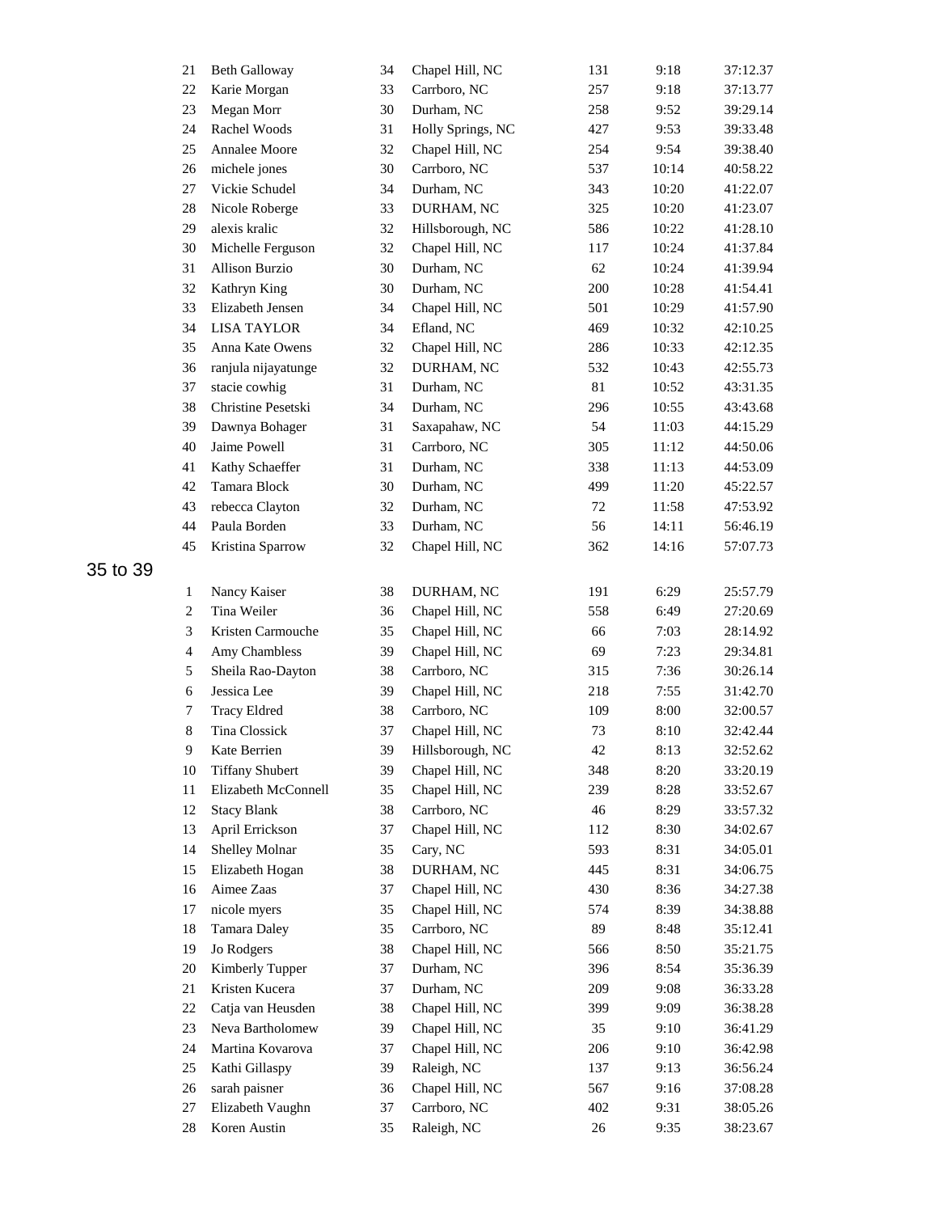| | | | | | | |
|---|---|---|---|---|---|---|
| 21 | Beth Galloway | 34 | Chapel Hill, NC | 131 | 9:18 | 37:12.37 |
| 22 | Karie Morgan | 33 | Carrboro, NC | 257 | 9:18 | 37:13.77 |
| 23 | Megan Morr | 30 | Durham, NC | 258 | 9:52 | 39:29.14 |
| 24 | Rachel Woods | 31 | Holly Springs, NC | 427 | 9:53 | 39:33.48 |
| 25 | Annalee Moore | 32 | Chapel Hill, NC | 254 | 9:54 | 39:38.40 |
| 26 | michele jones | 30 | Carrboro, NC | 537 | 10:14 | 40:58.22 |
| 27 | Vickie Schudel | 34 | Durham, NC | 343 | 10:20 | 41:22.07 |
| 28 | Nicole Roberge | 33 | DURHAM, NC | 325 | 10:20 | 41:23.07 |
| 29 | alexis kralic | 32 | Hillsborough, NC | 586 | 10:22 | 41:28.10 |
| 30 | Michelle Ferguson | 32 | Chapel Hill, NC | 117 | 10:24 | 41:37.84 |
| 31 | Allison Burzio | 30 | Durham, NC | 62 | 10:24 | 41:39.94 |
| 32 | Kathryn King | 30 | Durham, NC | 200 | 10:28 | 41:54.41 |
| 33 | Elizabeth Jensen | 34 | Chapel Hill, NC | 501 | 10:29 | 41:57.90 |
| 34 | LISA TAYLOR | 34 | Efland, NC | 469 | 10:32 | 42:10.25 |
| 35 | Anna Kate Owens | 32 | Chapel Hill, NC | 286 | 10:33 | 42:12.35 |
| 36 | ranjula nijayatunge | 32 | DURHAM, NC | 532 | 10:43 | 42:55.73 |
| 37 | stacie cowhig | 31 | Durham, NC | 81 | 10:52 | 43:31.35 |
| 38 | Christine Pesetski | 34 | Durham, NC | 296 | 10:55 | 43:43.68 |
| 39 | Dawnya Bohager | 31 | Saxapahaw, NC | 54 | 11:03 | 44:15.29 |
| 40 | Jaime Powell | 31 | Carrboro, NC | 305 | 11:12 | 44:50.06 |
| 41 | Kathy Schaeffer | 31 | Durham, NC | 338 | 11:13 | 44:53.09 |
| 42 | Tamara Block | 30 | Durham, NC | 499 | 11:20 | 45:22.57 |
| 43 | rebecca Clayton | 32 | Durham, NC | 72 | 11:58 | 47:53.92 |
| 44 | Paula Borden | 33 | Durham, NC | 56 | 14:11 | 56:46.19 |
| 45 | Kristina Sparrow | 32 | Chapel Hill, NC | 362 | 14:16 | 57:07.73 |

## 35 to 39

| | | | | | | |
|---|---|---|---|---|---|---|
| 1 | Nancy Kaiser | 38 | DURHAM, NC | 191 | 6:29 | 25:57.79 |
| 2 | Tina Weiler | 36 | Chapel Hill, NC | 558 | 6:49 | 27:20.69 |
| 3 | Kristen Carmouche | 35 | Chapel Hill, NC | 66 | 7:03 | 28:14.92 |
| 4 | Amy Chambless | 39 | Chapel Hill, NC | 69 | 7:23 | 29:34.81 |
| 5 | Sheila Rao-Dayton | 38 | Carrboro, NC | 315 | 7:36 | 30:26.14 |
| 6 | Jessica Lee | 39 | Chapel Hill, NC | 218 | 7:55 | 31:42.70 |
| 7 | Tracy Eldred | 38 | Carrboro, NC | 109 | 8:00 | 32:00.57 |
| 8 | Tina Clossick | 37 | Chapel Hill, NC | 73 | 8:10 | 32:42.44 |
| 9 | Kate Berrien | 39 | Hillsborough, NC | 42 | 8:13 | 32:52.62 |
| 10 | Tiffany Shubert | 39 | Chapel Hill, NC | 348 | 8:20 | 33:20.19 |
| 11 | Elizabeth McConnell | 35 | Chapel Hill, NC | 239 | 8:28 | 33:52.67 |
| 12 | Stacy Blank | 38 | Carrboro, NC | 46 | 8:29 | 33:57.32 |
| 13 | April Errickson | 37 | Chapel Hill, NC | 112 | 8:30 | 34:02.67 |
| 14 | Shelley Molnar | 35 | Cary, NC | 593 | 8:31 | 34:05.01 |
| 15 | Elizabeth Hogan | 38 | DURHAM, NC | 445 | 8:31 | 34:06.75 |
| 16 | Aimee Zaas | 37 | Chapel Hill, NC | 430 | 8:36 | 34:27.38 |
| 17 | nicole myers | 35 | Chapel Hill, NC | 574 | 8:39 | 34:38.88 |
| 18 | Tamara Daley | 35 | Carrboro, NC | 89 | 8:48 | 35:12.41 |
| 19 | Jo Rodgers | 38 | Chapel Hill, NC | 566 | 8:50 | 35:21.75 |
| 20 | Kimberly Tupper | 37 | Durham, NC | 396 | 8:54 | 35:36.39 |
| 21 | Kristen Kucera | 37 | Durham, NC | 209 | 9:08 | 36:33.28 |
| 22 | Catja van Heusden | 38 | Chapel Hill, NC | 399 | 9:09 | 36:38.28 |
| 23 | Neva Bartholomew | 39 | Chapel Hill, NC | 35 | 9:10 | 36:41.29 |
| 24 | Martina Kovarova | 37 | Chapel Hill, NC | 206 | 9:10 | 36:42.98 |
| 25 | Kathi Gillaspy | 39 | Raleigh, NC | 137 | 9:13 | 36:56.24 |
| 26 | sarah paisner | 36 | Chapel Hill, NC | 567 | 9:16 | 37:08.28 |
| 27 | Elizabeth Vaughn | 37 | Carrboro, NC | 402 | 9:31 | 38:05.26 |
| 28 | Koren Austin | 35 | Raleigh, NC | 26 | 9:35 | 38:23.67 |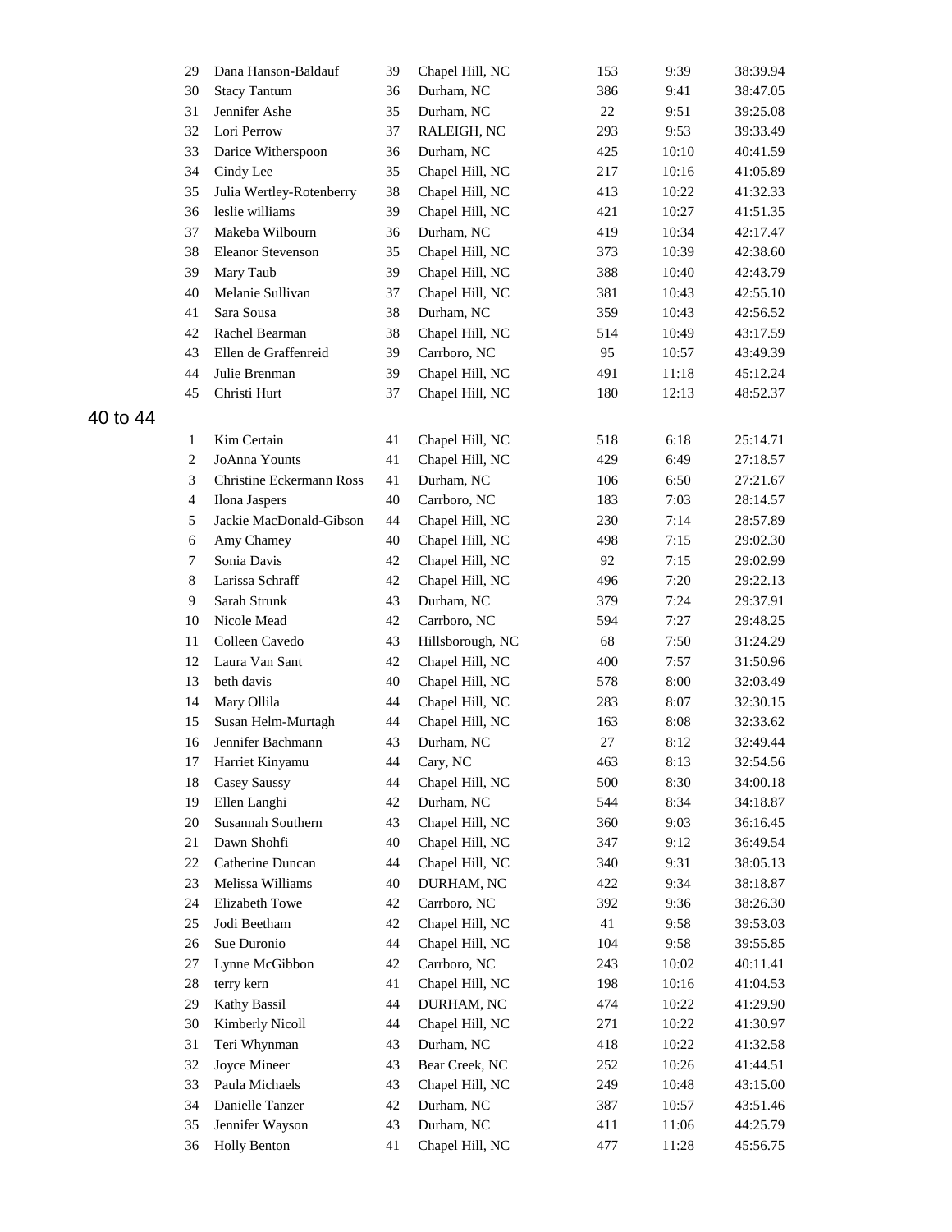| | | | | | | |
|---|---|---|---|---|---|---|
| 29 | Dana Hanson-Baldauf | 39 | Chapel Hill, NC | 153 | 9:39 | 38:39.94 |
| 30 | Stacy Tantum | 36 | Durham, NC | 386 | 9:41 | 38:47.05 |
| 31 | Jennifer Ashe | 35 | Durham, NC | 22 | 9:51 | 39:25.08 |
| 32 | Lori Perrow | 37 | RALEIGH, NC | 293 | 9:53 | 39:33.49 |
| 33 | Darice Witherspoon | 36 | Durham, NC | 425 | 10:10 | 40:41.59 |
| 34 | Cindy Lee | 35 | Chapel Hill, NC | 217 | 10:16 | 41:05.89 |
| 35 | Julia Wertley-Rotenberry | 38 | Chapel Hill, NC | 413 | 10:22 | 41:32.33 |
| 36 | leslie williams | 39 | Chapel Hill, NC | 421 | 10:27 | 41:51.35 |
| 37 | Makeba Wilbourn | 36 | Durham, NC | 419 | 10:34 | 42:17.47 |
| 38 | Eleanor Stevenson | 35 | Chapel Hill, NC | 373 | 10:39 | 42:38.60 |
| 39 | Mary Taub | 39 | Chapel Hill, NC | 388 | 10:40 | 42:43.79 |
| 40 | Melanie Sullivan | 37 | Chapel Hill, NC | 381 | 10:43 | 42:55.10 |
| 41 | Sara Sousa | 38 | Durham, NC | 359 | 10:43 | 42:56.52 |
| 42 | Rachel Bearman | 38 | Chapel Hill, NC | 514 | 10:49 | 43:17.59 |
| 43 | Ellen de Graffenreid | 39 | Carrboro, NC | 95 | 10:57 | 43:49.39 |
| 44 | Julie Brenman | 39 | Chapel Hill, NC | 491 | 11:18 | 45:12.24 |
| 45 | Christi Hurt | 37 | Chapel Hill, NC | 180 | 12:13 | 48:52.37 |

## 40 to 44

| | | | | | | |
|---|---|---|---|---|---|---|
| 1 | Kim Certain | 41 | Chapel Hill, NC | 518 | 6:18 | 25:14.71 |
| 2 | JoAnna Younts | 41 | Chapel Hill, NC | 429 | 6:49 | 27:18.57 |
| 3 | Christine Eckermann Ross | 41 | Durham, NC | 106 | 6:50 | 27:21.67 |
| 4 | Ilona Jaspers | 40 | Carrboro, NC | 183 | 7:03 | 28:14.57 |
| 5 | Jackie MacDonald-Gibson | 44 | Chapel Hill, NC | 230 | 7:14 | 28:57.89 |
| 6 | Amy Chamey | 40 | Chapel Hill, NC | 498 | 7:15 | 29:02.30 |
| 7 | Sonia Davis | 42 | Chapel Hill, NC | 92 | 7:15 | 29:02.99 |
| 8 | Larissa Schraff | 42 | Chapel Hill, NC | 496 | 7:20 | 29:22.13 |
| 9 | Sarah Strunk | 43 | Durham, NC | 379 | 7:24 | 29:37.91 |
| 10 | Nicole Mead | 42 | Carrboro, NC | 594 | 7:27 | 29:48.25 |
| 11 | Colleen Cavedo | 43 | Hillsborough, NC | 68 | 7:50 | 31:24.29 |
| 12 | Laura Van Sant | 42 | Chapel Hill, NC | 400 | 7:57 | 31:50.96 |
| 13 | beth davis | 40 | Chapel Hill, NC | 578 | 8:00 | 32:03.49 |
| 14 | Mary Ollila | 44 | Chapel Hill, NC | 283 | 8:07 | 32:30.15 |
| 15 | Susan Helm-Murtagh | 44 | Chapel Hill, NC | 163 | 8:08 | 32:33.62 |
| 16 | Jennifer Bachmann | 43 | Durham, NC | 27 | 8:12 | 32:49.44 |
| 17 | Harriet Kinyamu | 44 | Cary, NC | 463 | 8:13 | 32:54.56 |
| 18 | Casey Saussy | 44 | Chapel Hill, NC | 500 | 8:30 | 34:00.18 |
| 19 | Ellen Langhi | 42 | Durham, NC | 544 | 8:34 | 34:18.87 |
| 20 | Susannah Southern | 43 | Chapel Hill, NC | 360 | 9:03 | 36:16.45 |
| 21 | Dawn Shohfi | 40 | Chapel Hill, NC | 347 | 9:12 | 36:49.54 |
| 22 | Catherine Duncan | 44 | Chapel Hill, NC | 340 | 9:31 | 38:05.13 |
| 23 | Melissa Williams | 40 | DURHAM, NC | 422 | 9:34 | 38:18.87 |
| 24 | Elizabeth Towe | 42 | Carrboro, NC | 392 | 9:36 | 38:26.30 |
| 25 | Jodi Beetham | 42 | Chapel Hill, NC | 41 | 9:58 | 39:53.03 |
| 26 | Sue Duronio | 44 | Chapel Hill, NC | 104 | 9:58 | 39:55.85 |
| 27 | Lynne McGibbon | 42 | Carrboro, NC | 243 | 10:02 | 40:11.41 |
| 28 | terry kern | 41 | Chapel Hill, NC | 198 | 10:16 | 41:04.53 |
| 29 | Kathy Bassil | 44 | DURHAM, NC | 474 | 10:22 | 41:29.90 |
| 30 | Kimberly Nicoll | 44 | Chapel Hill, NC | 271 | 10:22 | 41:30.97 |
| 31 | Teri Whynman | 43 | Durham, NC | 418 | 10:22 | 41:32.58 |
| 32 | Joyce Mineer | 43 | Bear Creek, NC | 252 | 10:26 | 41:44.51 |
| 33 | Paula Michaels | 43 | Chapel Hill, NC | 249 | 10:48 | 43:15.00 |
| 34 | Danielle Tanzer | 42 | Durham, NC | 387 | 10:57 | 43:51.46 |
| 35 | Jennifer Wayson | 43 | Durham, NC | 411 | 11:06 | 44:25.79 |
| 36 | Holly Benton | 41 | Chapel Hill, NC | 477 | 11:28 | 45:56.75 |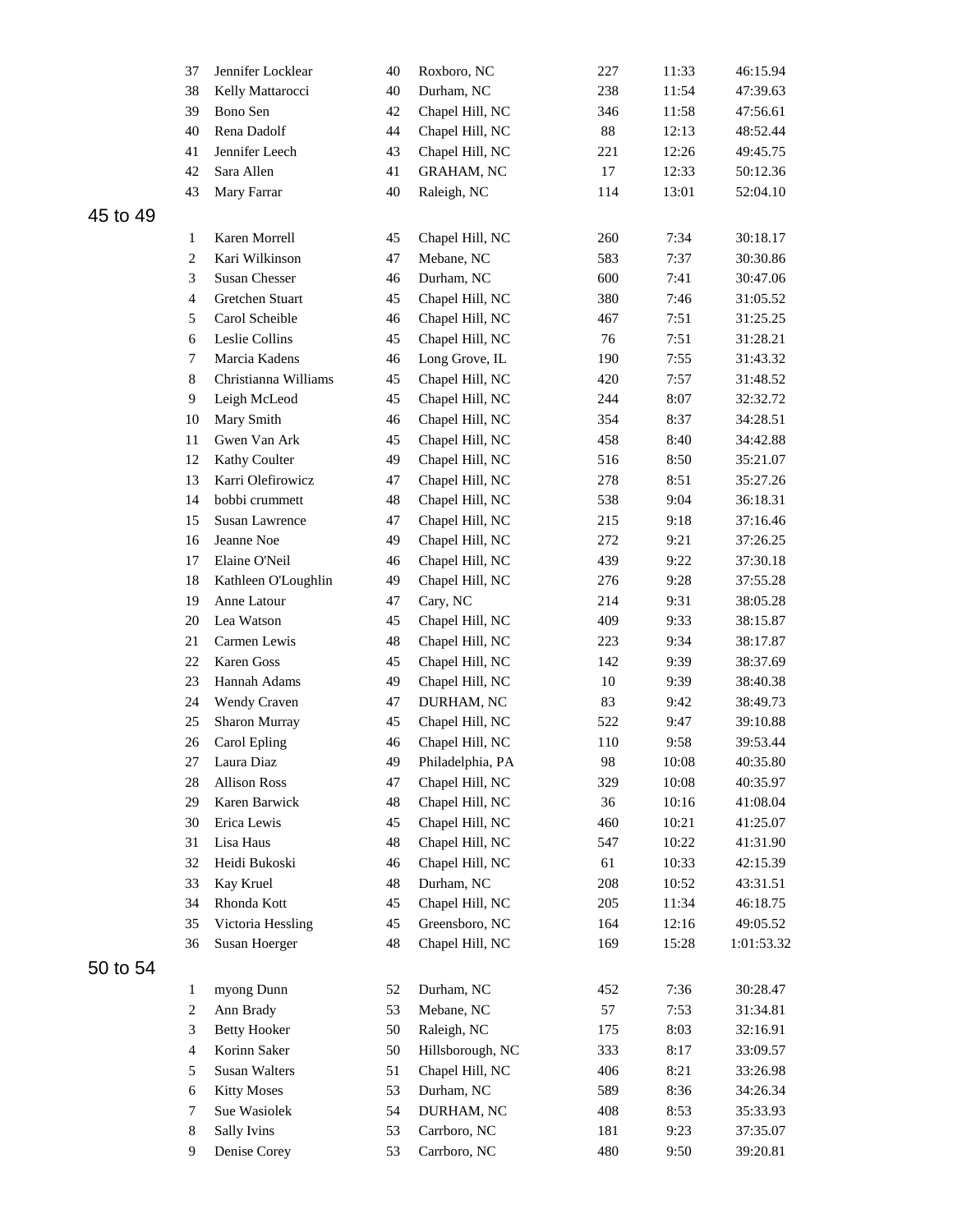| | | | | | | |
|---|---|---|---|---|---|---|
| 37 | Jennifer Locklear | 40 | Roxboro, NC | 227 | 11:33 | 46:15.94 |
| 38 | Kelly Mattarocci | 40 | Durham, NC | 238 | 11:54 | 47:39.63 |
| 39 | Bono Sen | 42 | Chapel Hill, NC | 346 | 11:58 | 47:56.61 |
| 40 | Rena Dadolf | 44 | Chapel Hill, NC | 88 | 12:13 | 48:52.44 |
| 41 | Jennifer Leech | 43 | Chapel Hill, NC | 221 | 12:26 | 49:45.75 |
| 42 | Sara Allen | 41 | GRAHAM, NC | 17 | 12:33 | 50:12.36 |
| 43 | Mary Farrar | 40 | Raleigh, NC | 114 | 13:01 | 52:04.10 |

## 45 to 49

| | | | | | | |
|---|---|---|---|---|---|---|
| 1 | Karen Morrell | 45 | Chapel Hill, NC | 260 | 7:34 | 30:18.17 |
| 2 | Kari Wilkinson | 47 | Mebane, NC | 583 | 7:37 | 30:30.86 |
| 3 | Susan Chesser | 46 | Durham, NC | 600 | 7:41 | 30:47.06 |
| 4 | Gretchen Stuart | 45 | Chapel Hill, NC | 380 | 7:46 | 31:05.52 |
| 5 | Carol Scheible | 46 | Chapel Hill, NC | 467 | 7:51 | 31:25.25 |
| 6 | Leslie Collins | 45 | Chapel Hill, NC | 76 | 7:51 | 31:28.21 |
| 7 | Marcia Kadens | 46 | Long Grove, IL | 190 | 7:55 | 31:43.32 |
| 8 | Christianna Williams | 45 | Chapel Hill, NC | 420 | 7:57 | 31:48.52 |
| 9 | Leigh McLeod | 45 | Chapel Hill, NC | 244 | 8:07 | 32:32.72 |
| 10 | Mary Smith | 46 | Chapel Hill, NC | 354 | 8:37 | 34:28.51 |
| 11 | Gwen Van Ark | 45 | Chapel Hill, NC | 458 | 8:40 | 34:42.88 |
| 12 | Kathy Coulter | 49 | Chapel Hill, NC | 516 | 8:50 | 35:21.07 |
| 13 | Karri Olefirowicz | 47 | Chapel Hill, NC | 278 | 8:51 | 35:27.26 |
| 14 | bobbi crummett | 48 | Chapel Hill, NC | 538 | 9:04 | 36:18.31 |
| 15 | Susan Lawrence | 47 | Chapel Hill, NC | 215 | 9:18 | 37:16.46 |
| 16 | Jeanne Noe | 49 | Chapel Hill, NC | 272 | 9:21 | 37:26.25 |
| 17 | Elaine O'Neil | 46 | Chapel Hill, NC | 439 | 9:22 | 37:30.18 |
| 18 | Kathleen O'Loughlin | 49 | Chapel Hill, NC | 276 | 9:28 | 37:55.28 |
| 19 | Anne Latour | 47 | Cary, NC | 214 | 9:31 | 38:05.28 |
| 20 | Lea Watson | 45 | Chapel Hill, NC | 409 | 9:33 | 38:15.87 |
| 21 | Carmen Lewis | 48 | Chapel Hill, NC | 223 | 9:34 | 38:17.87 |
| 22 | Karen Goss | 45 | Chapel Hill, NC | 142 | 9:39 | 38:37.69 |
| 23 | Hannah Adams | 49 | Chapel Hill, NC | 10 | 9:39 | 38:40.38 |
| 24 | Wendy Craven | 47 | DURHAM, NC | 83 | 9:42 | 38:49.73 |
| 25 | Sharon Murray | 45 | Chapel Hill, NC | 522 | 9:47 | 39:10.88 |
| 26 | Carol Epling | 46 | Chapel Hill, NC | 110 | 9:58 | 39:53.44 |
| 27 | Laura Diaz | 49 | Philadelphia, PA | 98 | 10:08 | 40:35.80 |
| 28 | Allison Ross | 47 | Chapel Hill, NC | 329 | 10:08 | 40:35.97 |
| 29 | Karen Barwick | 48 | Chapel Hill, NC | 36 | 10:16 | 41:08.04 |
| 30 | Erica Lewis | 45 | Chapel Hill, NC | 460 | 10:21 | 41:25.07 |
| 31 | Lisa Haus | 48 | Chapel Hill, NC | 547 | 10:22 | 41:31.90 |
| 32 | Heidi Bukoski | 46 | Chapel Hill, NC | 61 | 10:33 | 42:15.39 |
| 33 | Kay Kruel | 48 | Durham, NC | 208 | 10:52 | 43:31.51 |
| 34 | Rhonda Kott | 45 | Chapel Hill, NC | 205 | 11:34 | 46:18.75 |
| 35 | Victoria Hessling | 45 | Greensboro, NC | 164 | 12:16 | 49:05.52 |
| 36 | Susan Hoerger | 48 | Chapel Hill, NC | 169 | 15:28 | 1:01:53.32 |

## 50 to 54

| | | | | | | |
|---|---|---|---|---|---|---|
| 1 | myong Dunn | 52 | Durham, NC | 452 | 7:36 | 30:28.47 |
| 2 | Ann Brady | 53 | Mebane, NC | 57 | 7:53 | 31:34.81 |
| 3 | Betty Hooker | 50 | Raleigh, NC | 175 | 8:03 | 32:16.91 |
| 4 | Korinn Saker | 50 | Hillsborough, NC | 333 | 8:17 | 33:09.57 |
| 5 | Susan Walters | 51 | Chapel Hill, NC | 406 | 8:21 | 33:26.98 |
| 6 | Kitty Moses | 53 | Durham, NC | 589 | 8:36 | 34:26.34 |
| 7 | Sue Wasiolek | 54 | DURHAM, NC | 408 | 8:53 | 35:33.93 |
| 8 | Sally Ivins | 53 | Carrboro, NC | 181 | 9:23 | 37:35.07 |
| 9 | Denise Corey | 53 | Carrboro, NC | 480 | 9:50 | 39:20.81 |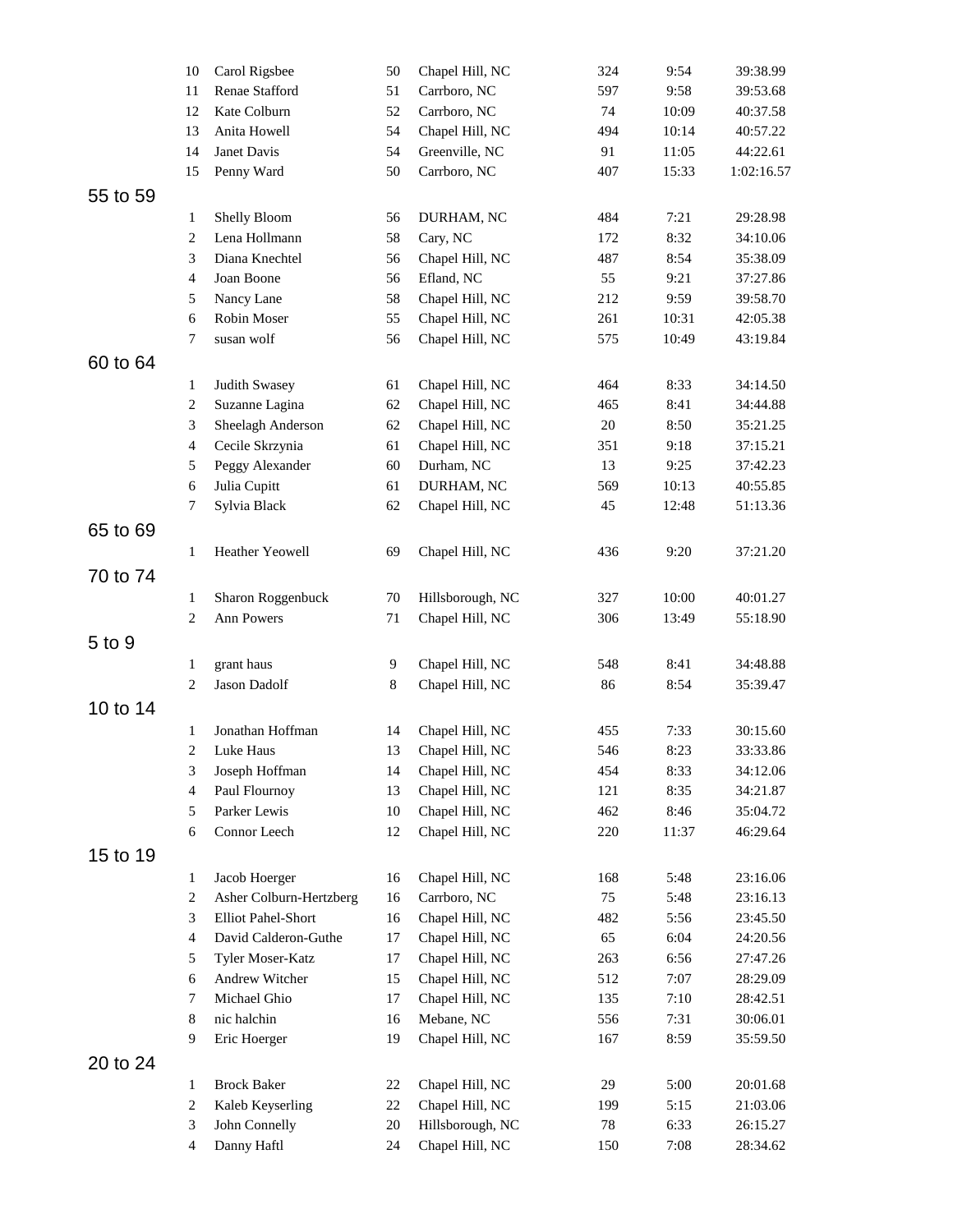| | | | | | | |
|---|---|---|---|---|---|---|
| 10 | Carol Rigsbee | 50 | Chapel Hill, NC | 324 | 9:54 | 39:38.99 |
| 11 | Renae Stafford | 51 | Carrboro, NC | 597 | 9:58 | 39:53.68 |
| 12 | Kate Colburn | 52 | Carrboro, NC | 74 | 10:09 | 40:37.58 |
| 13 | Anita Howell | 54 | Chapel Hill, NC | 494 | 10:14 | 40:57.22 |
| 14 | Janet Davis | 54 | Greenville, NC | 91 | 11:05 | 44:22.61 |
| 15 | Penny Ward | 50 | Carrboro, NC | 407 | 15:33 | 1:02:16.57 |

## 55 to 59

| | | | | | | |
|---|---|---|---|---|---|---|
| 1 | Shelly Bloom | 56 | DURHAM, NC | 484 | 7:21 | 29:28.98 |
| 2 | Lena Hollmann | 58 | Cary, NC | 172 | 8:32 | 34:10.06 |
| 3 | Diana Knechtel | 56 | Chapel Hill, NC | 487 | 8:54 | 35:38.09 |
| 4 | Joan Boone | 56 | Efland, NC | 55 | 9:21 | 37:27.86 |
| 5 | Nancy Lane | 58 | Chapel Hill, NC | 212 | 9:59 | 39:58.70 |
| 6 | Robin Moser | 55 | Chapel Hill, NC | 261 | 10:31 | 42:05.38 |
| 7 | susan wolf | 56 | Chapel Hill, NC | 575 | 10:49 | 43:19.84 |

## 60 to 64

| | | | | | | |
|---|---|---|---|---|---|---|
| 1 | Judith Swasey | 61 | Chapel Hill, NC | 464 | 8:33 | 34:14.50 |
| 2 | Suzanne Lagina | 62 | Chapel Hill, NC | 465 | 8:41 | 34:44.88 |
| 3 | Sheelagh Anderson | 62 | Chapel Hill, NC | 20 | 8:50 | 35:21.25 |
| 4 | Cecile Skrzynia | 61 | Chapel Hill, NC | 351 | 9:18 | 37:15.21 |
| 5 | Peggy Alexander | 60 | Durham, NC | 13 | 9:25 | 37:42.23 |
| 6 | Julia Cupitt | 61 | DURHAM, NC | 569 | 10:13 | 40:55.85 |
| 7 | Sylvia Black | 62 | Chapel Hill, NC | 45 | 12:48 | 51:13.36 |

## 65 to 69

| | | | | | | |
|---|---|---|---|---|---|---|
| 1 | Heather Yeowell | 69 | Chapel Hill, NC | 436 | 9:20 | 37:21.20 |

## 70 to 74

| | | | | | | |
|---|---|---|---|---|---|---|
| 1 | Sharon Roggenbuck | 70 | Hillsborough, NC | 327 | 10:00 | 40:01.27 |
| 2 | Ann Powers | 71 | Chapel Hill, NC | 306 | 13:49 | 55:18.90 |

## 5 to 9

| | | | | | | |
|---|---|---|---|---|---|---|
| 1 | grant haus | 9 | Chapel Hill, NC | 548 | 8:41 | 34:48.88 |
| 2 | Jason Dadolf | 8 | Chapel Hill, NC | 86 | 8:54 | 35:39.47 |

## 10 to 14

| | | | | | | |
|---|---|---|---|---|---|---|
| 1 | Jonathan Hoffman | 14 | Chapel Hill, NC | 455 | 7:33 | 30:15.60 |
| 2 | Luke Haus | 13 | Chapel Hill, NC | 546 | 8:23 | 33:33.86 |
| 3 | Joseph Hoffman | 14 | Chapel Hill, NC | 454 | 8:33 | 34:12.06 |
| 4 | Paul Flournoy | 13 | Chapel Hill, NC | 121 | 8:35 | 34:21.87 |
| 5 | Parker Lewis | 10 | Chapel Hill, NC | 462 | 8:46 | 35:04.72 |
| 6 | Connor Leech | 12 | Chapel Hill, NC | 220 | 11:37 | 46:29.64 |

## 15 to 19

| | | | | | | |
|---|---|---|---|---|---|---|
| 1 | Jacob Hoerger | 16 | Chapel Hill, NC | 168 | 5:48 | 23:16.06 |
| 2 | Asher Colburn-Hertzberg | 16 | Carrboro, NC | 75 | 5:48 | 23:16.13 |
| 3 | Elliot Pahel-Short | 16 | Chapel Hill, NC | 482 | 5:56 | 23:45.50 |
| 4 | David Calderon-Guthe | 17 | Chapel Hill, NC | 65 | 6:04 | 24:20.56 |
| 5 | Tyler Moser-Katz | 17 | Chapel Hill, NC | 263 | 6:56 | 27:47.26 |
| 6 | Andrew Witcher | 15 | Chapel Hill, NC | 512 | 7:07 | 28:29.09 |
| 7 | Michael Ghio | 17 | Chapel Hill, NC | 135 | 7:10 | 28:42.51 |
| 8 | nic halchin | 16 | Mebane, NC | 556 | 7:31 | 30:06.01 |
| 9 | Eric Hoerger | 19 | Chapel Hill, NC | 167 | 8:59 | 35:59.50 |

## 20 to 24

| | | | | | | |
|---|---|---|---|---|---|---|
| 1 | Brock Baker | 22 | Chapel Hill, NC | 29 | 5:00 | 20:01.68 |
| 2 | Kaleb Keyserling | 22 | Chapel Hill, NC | 199 | 5:15 | 21:03.06 |
| 3 | John Connelly | 20 | Hillsborough, NC | 78 | 6:33 | 26:15.27 |
| 4 | Danny Haftl | 24 | Chapel Hill, NC | 150 | 7:08 | 28:34.62 |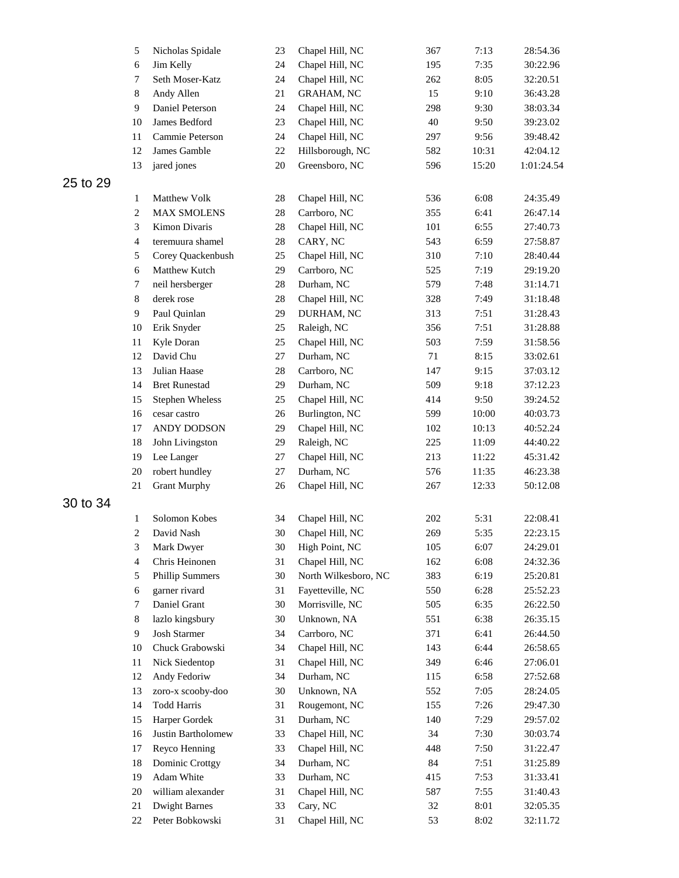| | | | | | | |
|---|---|---|---|---|---|---|
| 5 | Nicholas Spidale | 23 | Chapel Hill, NC | 367 | 7:13 | 28:54.36 |
| 6 | Jim Kelly | 24 | Chapel Hill, NC | 195 | 7:35 | 30:22.96 |
| 7 | Seth Moser-Katz | 24 | Chapel Hill, NC | 262 | 8:05 | 32:20.51 |
| 8 | Andy Allen | 21 | GRAHAM, NC | 15 | 9:10 | 36:43.28 |
| 9 | Daniel Peterson | 24 | Chapel Hill, NC | 298 | 9:30 | 38:03.34 |
| 10 | James Bedford | 23 | Chapel Hill, NC | 40 | 9:50 | 39:23.02 |
| 11 | Cammie Peterson | 24 | Chapel Hill, NC | 297 | 9:56 | 39:48.42 |
| 12 | James Gamble | 22 | Hillsborough, NC | 582 | 10:31 | 42:04.12 |
| 13 | jared jones | 20 | Greensboro, NC | 596 | 15:20 | 1:01:24.54 |

## 25 to 29

| | | | | | | |
|---|---|---|---|---|---|---|
| 1 | Matthew Volk | 28 | Chapel Hill, NC | 536 | 6:08 | 24:35.49 |
| 2 | MAX SMOLENS | 28 | Carrboro, NC | 355 | 6:41 | 26:47.14 |
| 3 | Kimon Divaris | 28 | Chapel Hill, NC | 101 | 6:55 | 27:40.73 |
| 4 | teremuura shamel | 28 | CARY, NC | 543 | 6:59 | 27:58.87 |
| 5 | Corey Quackenbush | 25 | Chapel Hill, NC | 310 | 7:10 | 28:40.44 |
| 6 | Matthew Kutch | 29 | Carrboro, NC | 525 | 7:19 | 29:19.20 |
| 7 | neil hersberger | 28 | Durham, NC | 579 | 7:48 | 31:14.71 |
| 8 | derek rose | 28 | Chapel Hill, NC | 328 | 7:49 | 31:18.48 |
| 9 | Paul Quinlan | 29 | DURHAM, NC | 313 | 7:51 | 31:28.43 |
| 10 | Erik Snyder | 25 | Raleigh, NC | 356 | 7:51 | 31:28.88 |
| 11 | Kyle Doran | 25 | Chapel Hill, NC | 503 | 7:59 | 31:58.56 |
| 12 | David Chu | 27 | Durham, NC | 71 | 8:15 | 33:02.61 |
| 13 | Julian Haase | 28 | Carrboro, NC | 147 | 9:15 | 37:03.12 |
| 14 | Bret Runestad | 29 | Durham, NC | 509 | 9:18 | 37:12.23 |
| 15 | Stephen Wheless | 25 | Chapel Hill, NC | 414 | 9:50 | 39:24.52 |
| 16 | cesar castro | 26 | Burlington, NC | 599 | 10:00 | 40:03.73 |
| 17 | ANDY DODSON | 29 | Chapel Hill, NC | 102 | 10:13 | 40:52.24 |
| 18 | John Livingston | 29 | Raleigh, NC | 225 | 11:09 | 44:40.22 |
| 19 | Lee Langer | 27 | Chapel Hill, NC | 213 | 11:22 | 45:31.42 |
| 20 | robert hundley | 27 | Durham, NC | 576 | 11:35 | 46:23.38 |
| 21 | Grant Murphy | 26 | Chapel Hill, NC | 267 | 12:33 | 50:12.08 |

## 30 to 34

| | | | | | | |
|---|---|---|---|---|---|---|
| 1 | Solomon Kobes | 34 | Chapel Hill, NC | 202 | 5:31 | 22:08.41 |
| 2 | David Nash | 30 | Chapel Hill, NC | 269 | 5:35 | 22:23.15 |
| 3 | Mark Dwyer | 30 | High Point, NC | 105 | 6:07 | 24:29.01 |
| 4 | Chris Heinonen | 31 | Chapel Hill, NC | 162 | 6:08 | 24:32.36 |
| 5 | Phillip Summers | 30 | North Wilkesboro, NC | 383 | 6:19 | 25:20.81 |
| 6 | garner rivard | 31 | Fayetteville, NC | 550 | 6:28 | 25:52.23 |
| 7 | Daniel Grant | 30 | Morrisville, NC | 505 | 6:35 | 26:22.50 |
| 8 | lazlo kingsbury | 30 | Unknown, NA | 551 | 6:38 | 26:35.15 |
| 9 | Josh Starmer | 34 | Carrboro, NC | 371 | 6:41 | 26:44.50 |
| 10 | Chuck Grabowski | 34 | Chapel Hill, NC | 143 | 6:44 | 26:58.65 |
| 11 | Nick Siedentop | 31 | Chapel Hill, NC | 349 | 6:46 | 27:06.01 |
| 12 | Andy Fedoriw | 34 | Durham, NC | 115 | 6:58 | 27:52.68 |
| 13 | zoro-x scooby-doo | 30 | Unknown, NA | 552 | 7:05 | 28:24.05 |
| 14 | Todd Harris | 31 | Rougemont, NC | 155 | 7:26 | 29:47.30 |
| 15 | Harper Gordek | 31 | Durham, NC | 140 | 7:29 | 29:57.02 |
| 16 | Justin Bartholomew | 33 | Chapel Hill, NC | 34 | 7:30 | 30:03.74 |
| 17 | Reyco Henning | 33 | Chapel Hill, NC | 448 | 7:50 | 31:22.47 |
| 18 | Dominic Crottgy | 34 | Durham, NC | 84 | 7:51 | 31:25.89 |
| 19 | Adam White | 33 | Durham, NC | 415 | 7:53 | 31:33.41 |
| 20 | william alexander | 31 | Chapel Hill, NC | 587 | 7:55 | 31:40.43 |
| 21 | Dwight Barnes | 33 | Cary, NC | 32 | 8:01 | 32:05.35 |
| 22 | Peter Bobkowski | 31 | Chapel Hill, NC | 53 | 8:02 | 32:11.72 |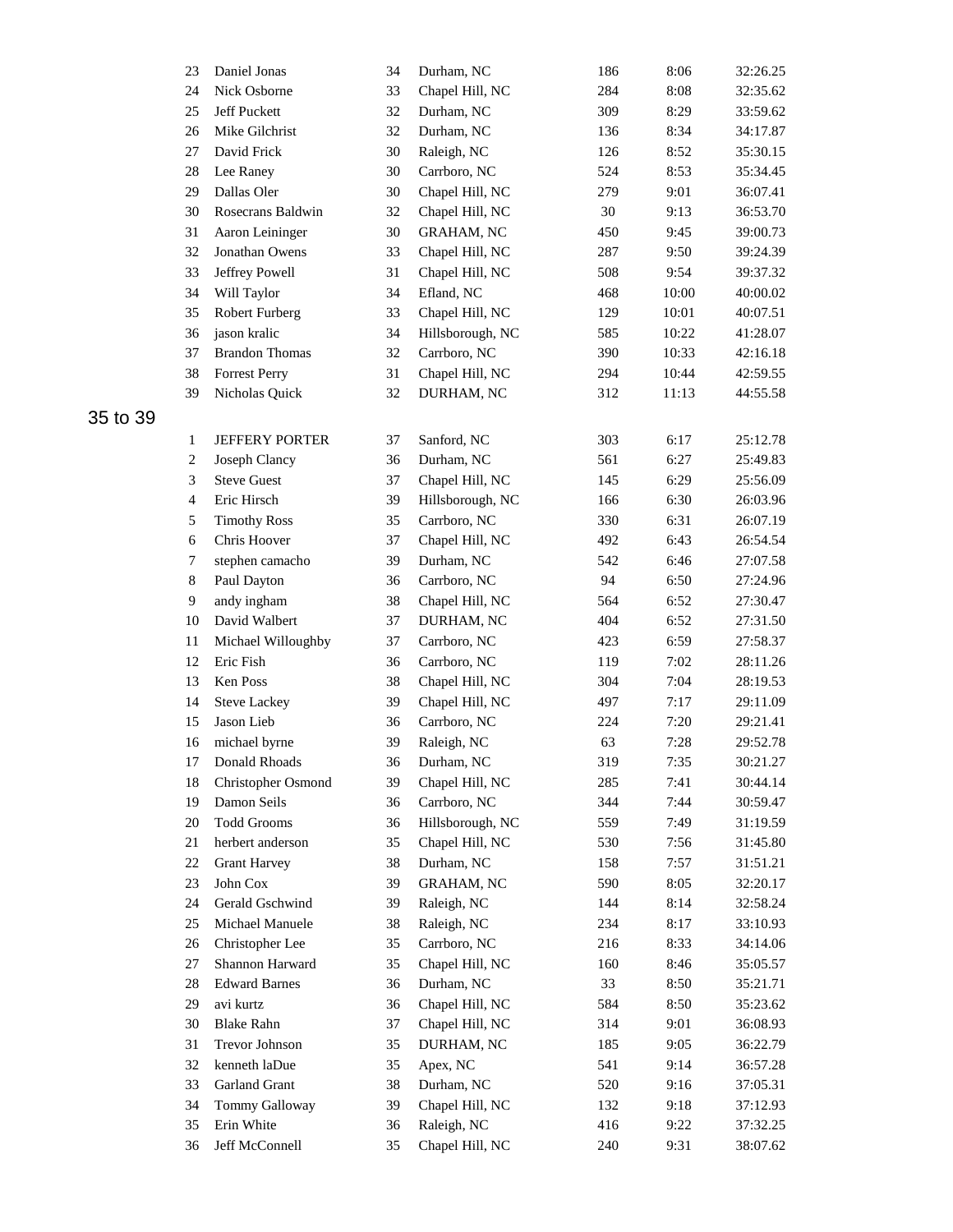| | | | | | | |
|---|---|---|---|---|---|---|
| 23 | Daniel Jonas | 34 | Durham, NC | 186 | 8:06 | 32:26.25 |
| 24 | Nick Osborne | 33 | Chapel Hill, NC | 284 | 8:08 | 32:35.62 |
| 25 | Jeff Puckett | 32 | Durham, NC | 309 | 8:29 | 33:59.62 |
| 26 | Mike Gilchrist | 32 | Durham, NC | 136 | 8:34 | 34:17.87 |
| 27 | David Frick | 30 | Raleigh, NC | 126 | 8:52 | 35:30.15 |
| 28 | Lee Raney | 30 | Carrboro, NC | 524 | 8:53 | 35:34.45 |
| 29 | Dallas Oler | 30 | Chapel Hill, NC | 279 | 9:01 | 36:07.41 |
| 30 | Rosecrans Baldwin | 32 | Chapel Hill, NC | 30 | 9:13 | 36:53.70 |
| 31 | Aaron Leininger | 30 | GRAHAM, NC | 450 | 9:45 | 39:00.73 |
| 32 | Jonathan Owens | 33 | Chapel Hill, NC | 287 | 9:50 | 39:24.39 |
| 33 | Jeffrey Powell | 31 | Chapel Hill, NC | 508 | 9:54 | 39:37.32 |
| 34 | Will Taylor | 34 | Efland, NC | 468 | 10:00 | 40:00.02 |
| 35 | Robert Furberg | 33 | Chapel Hill, NC | 129 | 10:01 | 40:07.51 |
| 36 | jason kralic | 34 | Hillsborough, NC | 585 | 10:22 | 41:28.07 |
| 37 | Brandon Thomas | 32 | Carrboro, NC | 390 | 10:33 | 42:16.18 |
| 38 | Forrest Perry | 31 | Chapel Hill, NC | 294 | 10:44 | 42:59.55 |
| 39 | Nicholas Quick | 32 | DURHAM, NC | 312 | 11:13 | 44:55.58 |

## 35 to 39

| | | | | | | |
|---|---|---|---|---|---|---|
| 1 | JEFFERY PORTER | 37 | Sanford, NC | 303 | 6:17 | 25:12.78 |
| 2 | Joseph Clancy | 36 | Durham, NC | 561 | 6:27 | 25:49.83 |
| 3 | Steve Guest | 37 | Chapel Hill, NC | 145 | 6:29 | 25:56.09 |
| 4 | Eric Hirsch | 39 | Hillsborough, NC | 166 | 6:30 | 26:03.96 |
| 5 | Timothy Ross | 35 | Carrboro, NC | 330 | 6:31 | 26:07.19 |
| 6 | Chris Hoover | 37 | Chapel Hill, NC | 492 | 6:43 | 26:54.54 |
| 7 | stephen camacho | 39 | Durham, NC | 542 | 6:46 | 27:07.58 |
| 8 | Paul Dayton | 36 | Carrboro, NC | 94 | 6:50 | 27:24.96 |
| 9 | andy ingham | 38 | Chapel Hill, NC | 564 | 6:52 | 27:30.47 |
| 10 | David Walbert | 37 | DURHAM, NC | 404 | 6:52 | 27:31.50 |
| 11 | Michael Willoughby | 37 | Carrboro, NC | 423 | 6:59 | 27:58.37 |
| 12 | Eric Fish | 36 | Carrboro, NC | 119 | 7:02 | 28:11.26 |
| 13 | Ken Poss | 38 | Chapel Hill, NC | 304 | 7:04 | 28:19.53 |
| 14 | Steve Lackey | 39 | Chapel Hill, NC | 497 | 7:17 | 29:11.09 |
| 15 | Jason Lieb | 36 | Carrboro, NC | 224 | 7:20 | 29:21.41 |
| 16 | michael byrne | 39 | Raleigh, NC | 63 | 7:28 | 29:52.78 |
| 17 | Donald Rhoads | 36 | Durham, NC | 319 | 7:35 | 30:21.27 |
| 18 | Christopher Osmond | 39 | Chapel Hill, NC | 285 | 7:41 | 30:44.14 |
| 19 | Damon Seils | 36 | Carrboro, NC | 344 | 7:44 | 30:59.47 |
| 20 | Todd Grooms | 36 | Hillsborough, NC | 559 | 7:49 | 31:19.59 |
| 21 | herbert anderson | 35 | Chapel Hill, NC | 530 | 7:56 | 31:45.80 |
| 22 | Grant Harvey | 38 | Durham, NC | 158 | 7:57 | 31:51.21 |
| 23 | John Cox | 39 | GRAHAM, NC | 590 | 8:05 | 32:20.17 |
| 24 | Gerald Gschwind | 39 | Raleigh, NC | 144 | 8:14 | 32:58.24 |
| 25 | Michael Manuele | 38 | Raleigh, NC | 234 | 8:17 | 33:10.93 |
| 26 | Christopher Lee | 35 | Carrboro, NC | 216 | 8:33 | 34:14.06 |
| 27 | Shannon Harward | 35 | Chapel Hill, NC | 160 | 8:46 | 35:05.57 |
| 28 | Edward Barnes | 36 | Durham, NC | 33 | 8:50 | 35:21.71 |
| 29 | avi kurtz | 36 | Chapel Hill, NC | 584 | 8:50 | 35:23.62 |
| 30 | Blake Rahn | 37 | Chapel Hill, NC | 314 | 9:01 | 36:08.93 |
| 31 | Trevor Johnson | 35 | DURHAM, NC | 185 | 9:05 | 36:22.79 |
| 32 | kenneth laDue | 35 | Apex, NC | 541 | 9:14 | 36:57.28 |
| 33 | Garland Grant | 38 | Durham, NC | 520 | 9:16 | 37:05.31 |
| 34 | Tommy Galloway | 39 | Chapel Hill, NC | 132 | 9:18 | 37:12.93 |
| 35 | Erin White | 36 | Raleigh, NC | 416 | 9:22 | 37:32.25 |
| 36 | Jeff McConnell | 35 | Chapel Hill, NC | 240 | 9:31 | 38:07.62 |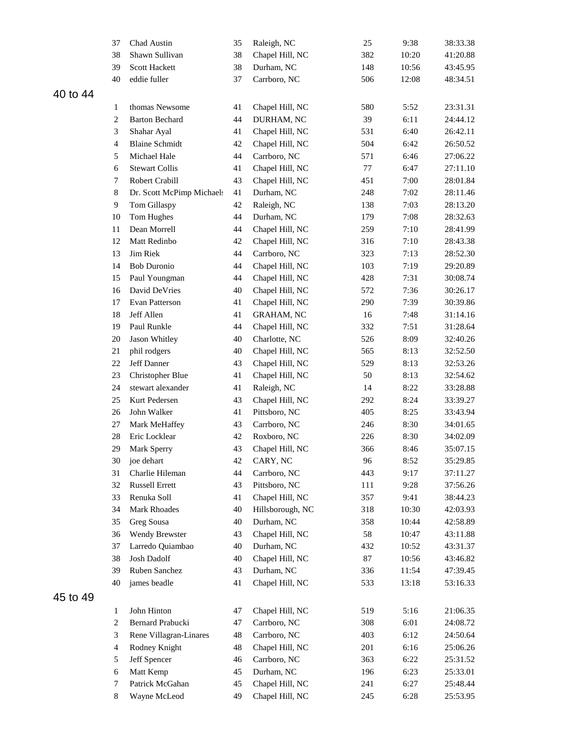| | | | | | |
|---|---|---|---|---|---|
| 37 | Chad Austin | 35 | Raleigh, NC | 25 | 9:38 | 38:33.38 |
| 38 | Shawn Sullivan | 38 | Chapel Hill, NC | 382 | 10:20 | 41:20.88 |
| 39 | Scott Hackett | 38 | Durham, NC | 148 | 10:56 | 43:45.95 |
| 40 | eddie fuller | 37 | Carrboro, NC | 506 | 12:08 | 48:34.51 |

## 40 to 44

| | | | | | | |
|---|---|---|---|---|---|---|
| 1 | thomas Newsome | 41 | Chapel Hill, NC | 580 | 5:52 | 23:31.31 |
| 2 | Barton Bechard | 44 | DURHAM, NC | 39 | 6:11 | 24:44.12 |
| 3 | Shahar Ayal | 41 | Chapel Hill, NC | 531 | 6:40 | 26:42.11 |
| 4 | Blaine Schmidt | 42 | Chapel Hill, NC | 504 | 6:42 | 26:50.52 |
| 5 | Michael Hale | 44 | Carrboro, NC | 571 | 6:46 | 27:06.22 |
| 6 | Stewart Collis | 41 | Chapel Hill, NC | 77 | 6:47 | 27:11.10 |
| 7 | Robert Crabill | 43 | Chapel Hill, NC | 451 | 7:00 | 28:01.84 |
| 8 | Dr. Scott McPimp Michaels | 41 | Durham, NC | 248 | 7:02 | 28:11.46 |
| 9 | Tom Gillaspy | 42 | Raleigh, NC | 138 | 7:03 | 28:13.20 |
| 10 | Tom Hughes | 44 | Durham, NC | 179 | 7:08 | 28:32.63 |
| 11 | Dean Morrell | 44 | Chapel Hill, NC | 259 | 7:10 | 28:41.99 |
| 12 | Matt Redinbo | 42 | Chapel Hill, NC | 316 | 7:10 | 28:43.38 |
| 13 | Jim Riek | 44 | Carrboro, NC | 323 | 7:13 | 28:52.30 |
| 14 | Bob Duronio | 44 | Chapel Hill, NC | 103 | 7:19 | 29:20.89 |
| 15 | Paul Youngman | 44 | Chapel Hill, NC | 428 | 7:31 | 30:08.74 |
| 16 | David DeVries | 40 | Chapel Hill, NC | 572 | 7:36 | 30:26.17 |
| 17 | Evan Patterson | 41 | Chapel Hill, NC | 290 | 7:39 | 30:39.86 |
| 18 | Jeff Allen | 41 | GRAHAM, NC | 16 | 7:48 | 31:14.16 |
| 19 | Paul Runkle | 44 | Chapel Hill, NC | 332 | 7:51 | 31:28.64 |
| 20 | Jason Whitley | 40 | Charlotte, NC | 526 | 8:09 | 32:40.26 |
| 21 | phil rodgers | 40 | Chapel Hill, NC | 565 | 8:13 | 32:52.50 |
| 22 | Jeff Danner | 43 | Chapel Hill, NC | 529 | 8:13 | 32:53.26 |
| 23 | Christopher Blue | 41 | Chapel Hill, NC | 50 | 8:13 | 32:54.62 |
| 24 | stewart alexander | 41 | Raleigh, NC | 14 | 8:22 | 33:28.88 |
| 25 | Kurt Pedersen | 43 | Chapel Hill, NC | 292 | 8:24 | 33:39.27 |
| 26 | John Walker | 41 | Pittsboro, NC | 405 | 8:25 | 33:43.94 |
| 27 | Mark MeHaffey | 43 | Carrboro, NC | 246 | 8:30 | 34:01.65 |
| 28 | Eric Locklear | 42 | Roxboro, NC | 226 | 8:30 | 34:02.09 |
| 29 | Mark Sperry | 43 | Chapel Hill, NC | 366 | 8:46 | 35:07.15 |
| 30 | joe dehart | 42 | CARY, NC | 96 | 8:52 | 35:29.85 |
| 31 | Charlie Hileman | 44 | Carrboro, NC | 443 | 9:17 | 37:11.27 |
| 32 | Russell Errett | 43 | Pittsboro, NC | 111 | 9:28 | 37:56.26 |
| 33 | Renuka Soll | 41 | Chapel Hill, NC | 357 | 9:41 | 38:44.23 |
| 34 | Mark Rhoades | 40 | Hillsborough, NC | 318 | 10:30 | 42:03.93 |
| 35 | Greg Sousa | 40 | Durham, NC | 358 | 10:44 | 42:58.89 |
| 36 | Wendy Brewster | 43 | Chapel Hill, NC | 58 | 10:47 | 43:11.88 |
| 37 | Larredo Quiambao | 40 | Durham, NC | 432 | 10:52 | 43:31.37 |
| 38 | Josh Dadolf | 40 | Chapel Hill, NC | 87 | 10:56 | 43:46.82 |
| 39 | Ruben Sanchez | 43 | Durham, NC | 336 | 11:54 | 47:39.45 |
| 40 | james beadle | 41 | Chapel Hill, NC | 533 | 13:18 | 53:16.33 |

## 45 to 49

| | | | | | | |
|---|---|---|---|---|---|---|
| 1 | John Hinton | 47 | Chapel Hill, NC | 519 | 5:16 | 21:06.35 |
| 2 | Bernard Prabucki | 47 | Carrboro, NC | 308 | 6:01 | 24:08.72 |
| 3 | Rene Villagran-Linares | 48 | Carrboro, NC | 403 | 6:12 | 24:50.64 |
| 4 | Rodney Knight | 48 | Chapel Hill, NC | 201 | 6:16 | 25:06.26 |
| 5 | Jeff Spencer | 46 | Carrboro, NC | 363 | 6:22 | 25:31.52 |
| 6 | Matt Kemp | 45 | Durham, NC | 196 | 6:23 | 25:33.01 |
| 7 | Patrick McGahan | 45 | Chapel Hill, NC | 241 | 6:27 | 25:48.44 |
| 8 | Wayne McLeod | 49 | Chapel Hill, NC | 245 | 6:28 | 25:53.95 |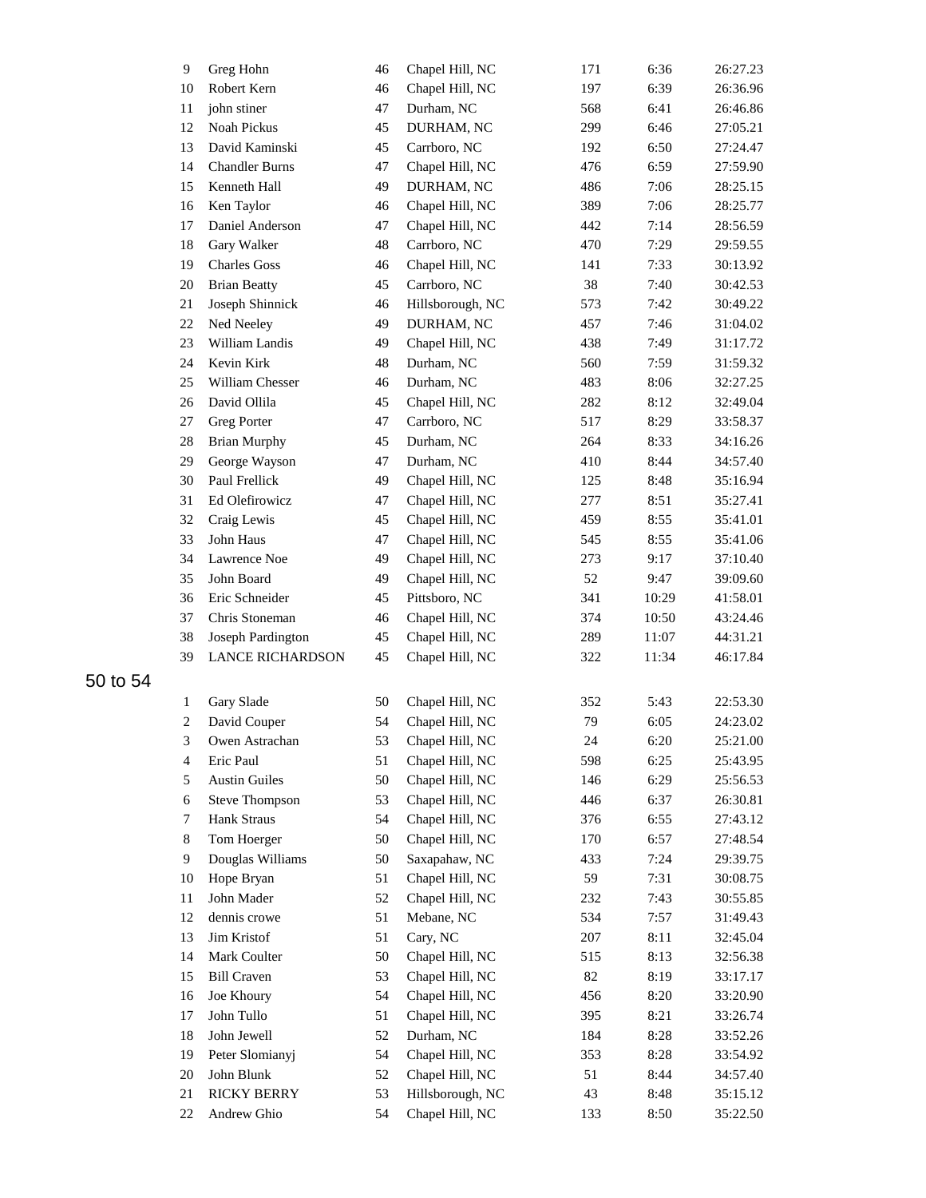| | | | | | | |
|---|---|---|---|---|---|---|
| 9 | Greg Hohn | 46 | Chapel Hill, NC | 171 | 6:36 | 26:27.23 |
| 10 | Robert Kern | 46 | Chapel Hill, NC | 197 | 6:39 | 26:36.96 |
| 11 | john stiner | 47 | Durham, NC | 568 | 6:41 | 26:46.86 |
| 12 | Noah Pickus | 45 | DURHAM, NC | 299 | 6:46 | 27:05.21 |
| 13 | David Kaminski | 45 | Carrboro, NC | 192 | 6:50 | 27:24.47 |
| 14 | Chandler Burns | 47 | Chapel Hill, NC | 476 | 6:59 | 27:59.90 |
| 15 | Kenneth Hall | 49 | DURHAM, NC | 486 | 7:06 | 28:25.15 |
| 16 | Ken Taylor | 46 | Chapel Hill, NC | 389 | 7:06 | 28:25.77 |
| 17 | Daniel Anderson | 47 | Chapel Hill, NC | 442 | 7:14 | 28:56.59 |
| 18 | Gary Walker | 48 | Carrboro, NC | 470 | 7:29 | 29:59.55 |
| 19 | Charles Goss | 46 | Chapel Hill, NC | 141 | 7:33 | 30:13.92 |
| 20 | Brian Beatty | 45 | Carrboro, NC | 38 | 7:40 | 30:42.53 |
| 21 | Joseph Shinnick | 46 | Hillsborough, NC | 573 | 7:42 | 30:49.22 |
| 22 | Ned Neeley | 49 | DURHAM, NC | 457 | 7:46 | 31:04.02 |
| 23 | William Landis | 49 | Chapel Hill, NC | 438 | 7:49 | 31:17.72 |
| 24 | Kevin Kirk | 48 | Durham, NC | 560 | 7:59 | 31:59.32 |
| 25 | William Chesser | 46 | Durham, NC | 483 | 8:06 | 32:27.25 |
| 26 | David Ollila | 45 | Chapel Hill, NC | 282 | 8:12 | 32:49.04 |
| 27 | Greg Porter | 47 | Carrboro, NC | 517 | 8:29 | 33:58.37 |
| 28 | Brian Murphy | 45 | Durham, NC | 264 | 8:33 | 34:16.26 |
| 29 | George Wayson | 47 | Durham, NC | 410 | 8:44 | 34:57.40 |
| 30 | Paul Frellick | 49 | Chapel Hill, NC | 125 | 8:48 | 35:16.94 |
| 31 | Ed Olefirowicz | 47 | Chapel Hill, NC | 277 | 8:51 | 35:27.41 |
| 32 | Craig Lewis | 45 | Chapel Hill, NC | 459 | 8:55 | 35:41.01 |
| 33 | John Haus | 47 | Chapel Hill, NC | 545 | 8:55 | 35:41.06 |
| 34 | Lawrence Noe | 49 | Chapel Hill, NC | 273 | 9:17 | 37:10.40 |
| 35 | John Board | 49 | Chapel Hill, NC | 52 | 9:47 | 39:09.60 |
| 36 | Eric Schneider | 45 | Pittsboro, NC | 341 | 10:29 | 41:58.01 |
| 37 | Chris Stoneman | 46 | Chapel Hill, NC | 374 | 10:50 | 43:24.46 |
| 38 | Joseph Pardington | 45 | Chapel Hill, NC | 289 | 11:07 | 44:31.21 |
| 39 | LANCE RICHARDSON | 45 | Chapel Hill, NC | 322 | 11:34 | 46:17.84 |

## 50 to 54

| | | | | | | |
|---|---|---|---|---|---|---|
| 1 | Gary Slade | 50 | Chapel Hill, NC | 352 | 5:43 | 22:53.30 |
| 2 | David Couper | 54 | Chapel Hill, NC | 79 | 6:05 | 24:23.02 |
| 3 | Owen Astrachan | 53 | Chapel Hill, NC | 24 | 6:20 | 25:21.00 |
| 4 | Eric Paul | 51 | Chapel Hill, NC | 598 | 6:25 | 25:43.95 |
| 5 | Austin Guiles | 50 | Chapel Hill, NC | 146 | 6:29 | 25:56.53 |
| 6 | Steve Thompson | 53 | Chapel Hill, NC | 446 | 6:37 | 26:30.81 |
| 7 | Hank Straus | 54 | Chapel Hill, NC | 376 | 6:55 | 27:43.12 |
| 8 | Tom Hoerger | 50 | Chapel Hill, NC | 170 | 6:57 | 27:48.54 |
| 9 | Douglas Williams | 50 | Saxapahaw, NC | 433 | 7:24 | 29:39.75 |
| 10 | Hope Bryan | 51 | Chapel Hill, NC | 59 | 7:31 | 30:08.75 |
| 11 | John Mader | 52 | Chapel Hill, NC | 232 | 7:43 | 30:55.85 |
| 12 | dennis crowe | 51 | Mebane, NC | 534 | 7:57 | 31:49.43 |
| 13 | Jim Kristof | 51 | Cary, NC | 207 | 8:11 | 32:45.04 |
| 14 | Mark Coulter | 50 | Chapel Hill, NC | 515 | 8:13 | 32:56.38 |
| 15 | Bill Craven | 53 | Chapel Hill, NC | 82 | 8:19 | 33:17.17 |
| 16 | Joe Khoury | 54 | Chapel Hill, NC | 456 | 8:20 | 33:20.90 |
| 17 | John Tullo | 51 | Chapel Hill, NC | 395 | 8:21 | 33:26.74 |
| 18 | John Jewell | 52 | Durham, NC | 184 | 8:28 | 33:52.26 |
| 19 | Peter Slomianyj | 54 | Chapel Hill, NC | 353 | 8:28 | 33:54.92 |
| 20 | John Blunk | 52 | Chapel Hill, NC | 51 | 8:44 | 34:57.40 |
| 21 | RICKY BERRY | 53 | Hillsborough, NC | 43 | 8:48 | 35:15.12 |
| 22 | Andrew Ghio | 54 | Chapel Hill, NC | 133 | 8:50 | 35:22.50 |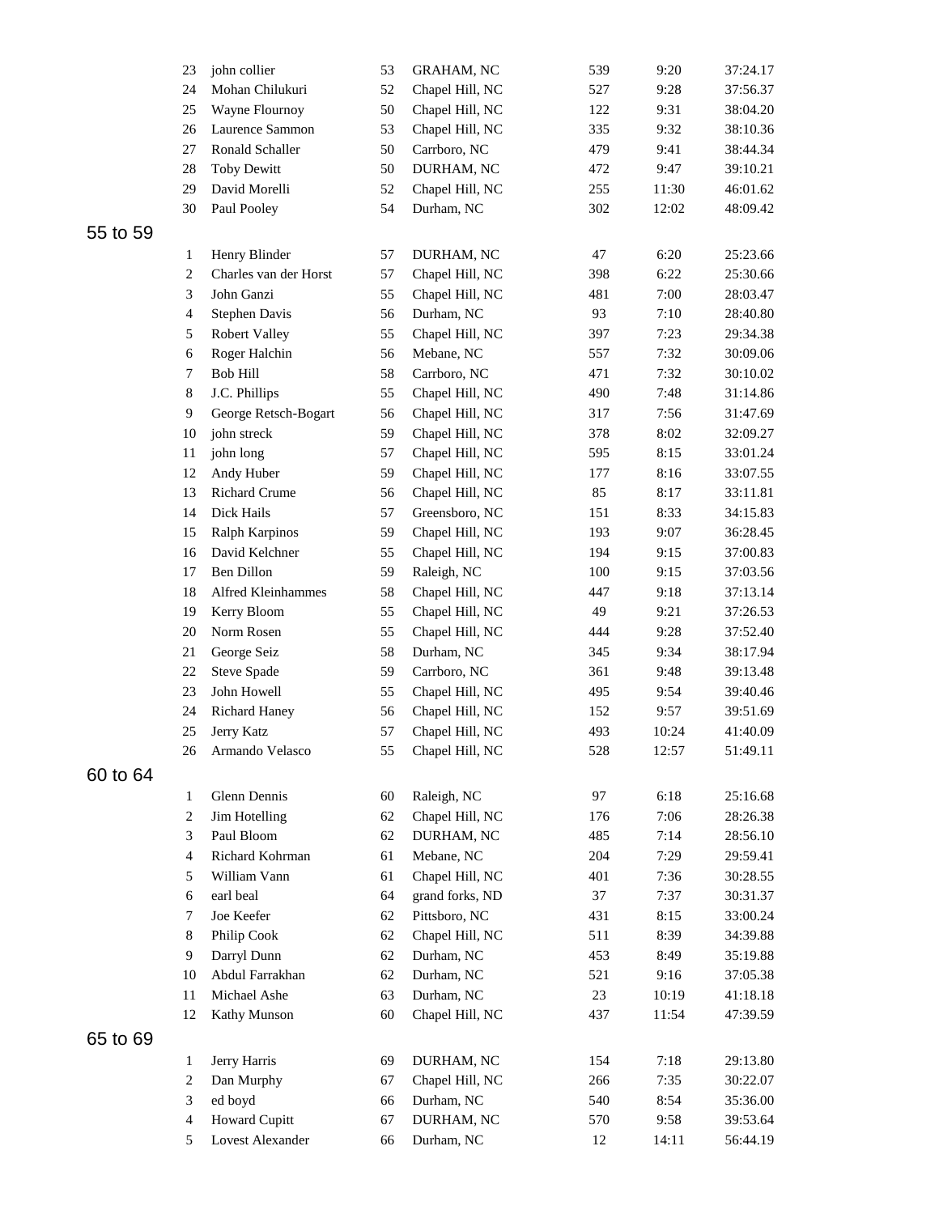| | | | | | | |
|---|---|---|---|---|---|---|
| 23 | john collier | 53 | GRAHAM, NC | 539 | 9:20 | 37:24.17 |
| 24 | Mohan Chilukuri | 52 | Chapel Hill, NC | 527 | 9:28 | 37:56.37 |
| 25 | Wayne Flournoy | 50 | Chapel Hill, NC | 122 | 9:31 | 38:04.20 |
| 26 | Laurence Sammon | 53 | Chapel Hill, NC | 335 | 9:32 | 38:10.36 |
| 27 | Ronald Schaller | 50 | Carrboro, NC | 479 | 9:41 | 38:44.34 |
| 28 | Toby Dewitt | 50 | DURHAM, NC | 472 | 9:47 | 39:10.21 |
| 29 | David Morelli | 52 | Chapel Hill, NC | 255 | 11:30 | 46:01.62 |
| 30 | Paul Pooley | 54 | Durham, NC | 302 | 12:02 | 48:09.42 |

## 55 to 59

| | | | | | | |
|---|---|---|---|---|---|---|
| 1 | Henry Blinder | 57 | DURHAM, NC | 47 | 6:20 | 25:23.66 |
| 2 | Charles van der Horst | 57 | Chapel Hill, NC | 398 | 6:22 | 25:30.66 |
| 3 | John Ganzi | 55 | Chapel Hill, NC | 481 | 7:00 | 28:03.47 |
| 4 | Stephen Davis | 56 | Durham, NC | 93 | 7:10 | 28:40.80 |
| 5 | Robert Valley | 55 | Chapel Hill, NC | 397 | 7:23 | 29:34.38 |
| 6 | Roger Halchin | 56 | Mebane, NC | 557 | 7:32 | 30:09.06 |
| 7 | Bob Hill | 58 | Carrboro, NC | 471 | 7:32 | 30:10.02 |
| 8 | J.C. Phillips | 55 | Chapel Hill, NC | 490 | 7:48 | 31:14.86 |
| 9 | George Retsch-Bogart | 56 | Chapel Hill, NC | 317 | 7:56 | 31:47.69 |
| 10 | john streck | 59 | Chapel Hill, NC | 378 | 8:02 | 32:09.27 |
| 11 | john long | 57 | Chapel Hill, NC | 595 | 8:15 | 33:01.24 |
| 12 | Andy Huber | 59 | Chapel Hill, NC | 177 | 8:16 | 33:07.55 |
| 13 | Richard Crume | 56 | Chapel Hill, NC | 85 | 8:17 | 33:11.81 |
| 14 | Dick Hails | 57 | Greensboro, NC | 151 | 8:33 | 34:15.83 |
| 15 | Ralph Karpinos | 59 | Chapel Hill, NC | 193 | 9:07 | 36:28.45 |
| 16 | David Kelchner | 55 | Chapel Hill, NC | 194 | 9:15 | 37:00.83 |
| 17 | Ben Dillon | 59 | Raleigh, NC | 100 | 9:15 | 37:03.56 |
| 18 | Alfred Kleinhammes | 58 | Chapel Hill, NC | 447 | 9:18 | 37:13.14 |
| 19 | Kerry Bloom | 55 | Chapel Hill, NC | 49 | 9:21 | 37:26.53 |
| 20 | Norm Rosen | 55 | Chapel Hill, NC | 444 | 9:28 | 37:52.40 |
| 21 | George Seiz | 58 | Durham, NC | 345 | 9:34 | 38:17.94 |
| 22 | Steve Spade | 59 | Carrboro, NC | 361 | 9:48 | 39:13.48 |
| 23 | John Howell | 55 | Chapel Hill, NC | 495 | 9:54 | 39:40.46 |
| 24 | Richard Haney | 56 | Chapel Hill, NC | 152 | 9:57 | 39:51.69 |
| 25 | Jerry Katz | 57 | Chapel Hill, NC | 493 | 10:24 | 41:40.09 |
| 26 | Armando Velasco | 55 | Chapel Hill, NC | 528 | 12:57 | 51:49.11 |

## 60 to 64

| | | | | | | |
|---|---|---|---|---|---|---|
| 1 | Glenn Dennis | 60 | Raleigh, NC | 97 | 6:18 | 25:16.68 |
| 2 | Jim Hotelling | 62 | Chapel Hill, NC | 176 | 7:06 | 28:26.38 |
| 3 | Paul Bloom | 62 | DURHAM, NC | 485 | 7:14 | 28:56.10 |
| 4 | Richard Kohrman | 61 | Mebane, NC | 204 | 7:29 | 29:59.41 |
| 5 | William Vann | 61 | Chapel Hill, NC | 401 | 7:36 | 30:28.55 |
| 6 | earl beal | 64 | grand forks, ND | 37 | 7:37 | 30:31.37 |
| 7 | Joe Keefer | 62 | Pittsboro, NC | 431 | 8:15 | 33:00.24 |
| 8 | Philip Cook | 62 | Chapel Hill, NC | 511 | 8:39 | 34:39.88 |
| 9 | Darryl Dunn | 62 | Durham, NC | 453 | 8:49 | 35:19.88 |
| 10 | Abdul Farrakhan | 62 | Durham, NC | 521 | 9:16 | 37:05.38 |
| 11 | Michael Ashe | 63 | Durham, NC | 23 | 10:19 | 41:18.18 |
| 12 | Kathy Munson | 60 | Chapel Hill, NC | 437 | 11:54 | 47:39.59 |

## 65 to 69

| | | | | | | |
|---|---|---|---|---|---|---|
| 1 | Jerry Harris | 69 | DURHAM, NC | 154 | 7:18 | 29:13.80 |
| 2 | Dan Murphy | 67 | Chapel Hill, NC | 266 | 7:35 | 30:22.07 |
| 3 | ed boyd | 66 | Durham, NC | 540 | 8:54 | 35:36.00 |
| 4 | Howard Cupitt | 67 | DURHAM, NC | 570 | 9:58 | 39:53.64 |
| 5 | Lovest Alexander | 66 | Durham, NC | 12 | 14:11 | 56:44.19 |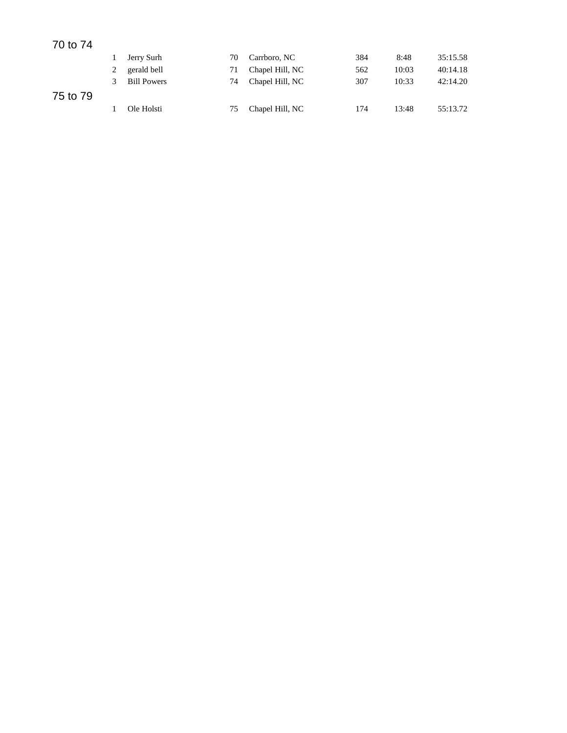## 70 to 74

| | | | | | | |
|---|---|---|---|---|---|---|
| 1 | Jerry Surh | 70 | Carrboro, NC | 384 | 8:48 | 35:15.58 |
| 2 | gerald bell | 71 | Chapel Hill, NC | 562 | 10:03 | 40:14.18 |
| 3 | Bill Powers | 74 | Chapel Hill, NC | 307 | 10:33 | 42:14.20 |

## 75 to 79

| | | | | | | |
|---|---|---|---|---|---|---|
| 1 | Ole Holsti | 75 | Chapel Hill, NC | 174 | 13:48 | 55:13.72 |